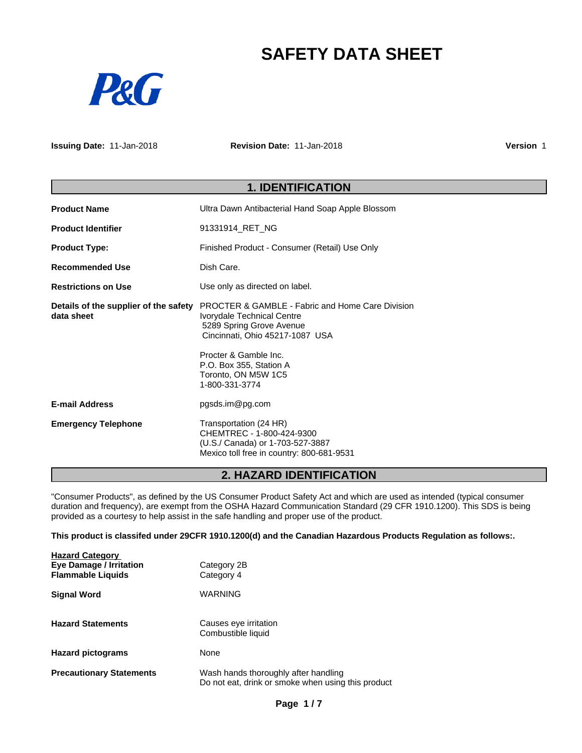# SAFETY DATA SHEET

P&G

**Issuing Date:** 11-Jan-2018 **Revision Date:** 11-Jan-2018 **Version** 1

## 1. IDENTIFICATION

| | |
|---|---|
| **Product Name** | Ultra Dawn Antibacterial Hand Soap Apple Blossom |
| **Product Identifier** | 91331914_RET_NG |
| **Product Type:** | Finished Product - Consumer (Retail) Use Only |
| **Recommended Use** | Dish Care. |
| **Restrictions on Use** | Use only as directed on label. |
| **Details of the supplier of the safety data sheet** | PROCTER & GAMBLE - Fabric and Home Care Division<br>Ivorydale Technical Centre<br>5289 Spring Grove Avenue<br>Cincinnati, Ohio 45217-1087 USA<br><br>Procter & Gamble Inc.<br>P.O. Box 355, Station A<br>Toronto, ON M5W 1C5<br>1-800-331-3774 |
| **E-mail Address** | pgsds.im@pg.com |
| **Emergency Telephone** | Transportation (24 HR)<br>CHEMTREC - 1-800-424-9300<br>(U.S./ Canada) or 1-703-527-3887<br>Mexico toll free in country: 800-681-9531 |

## 2. HAZARD IDENTIFICATION

"Consumer Products", as defined by the US Consumer Product Safety Act and which are used as intended (typical consumer duration and frequency), are exempt from the OSHA Hazard Communication Standard (29 CFR 1910.1200). This SDS is being provided as a courtesy to help assist in the safe handling and proper use of the product.

**This product is classifed under 29CFR 1910.1200(d) and the Canadian Hazardous Products Regulation as follows:.**

| **Hazard Category** | |
|---|---|
| **Eye Damage / Irritation** | Category 2B |
| **Flammable Liquids** | Category 4 |
| **Signal Word** | WARNING |
| **Hazard Statements** | Causes eye irritation<br>Combustible liquid |
| **Hazard pictograms** | None |
| **Precautionary Statements** | Wash hands thoroughly after handling<br>Do not eat, drink or smoke when using this product |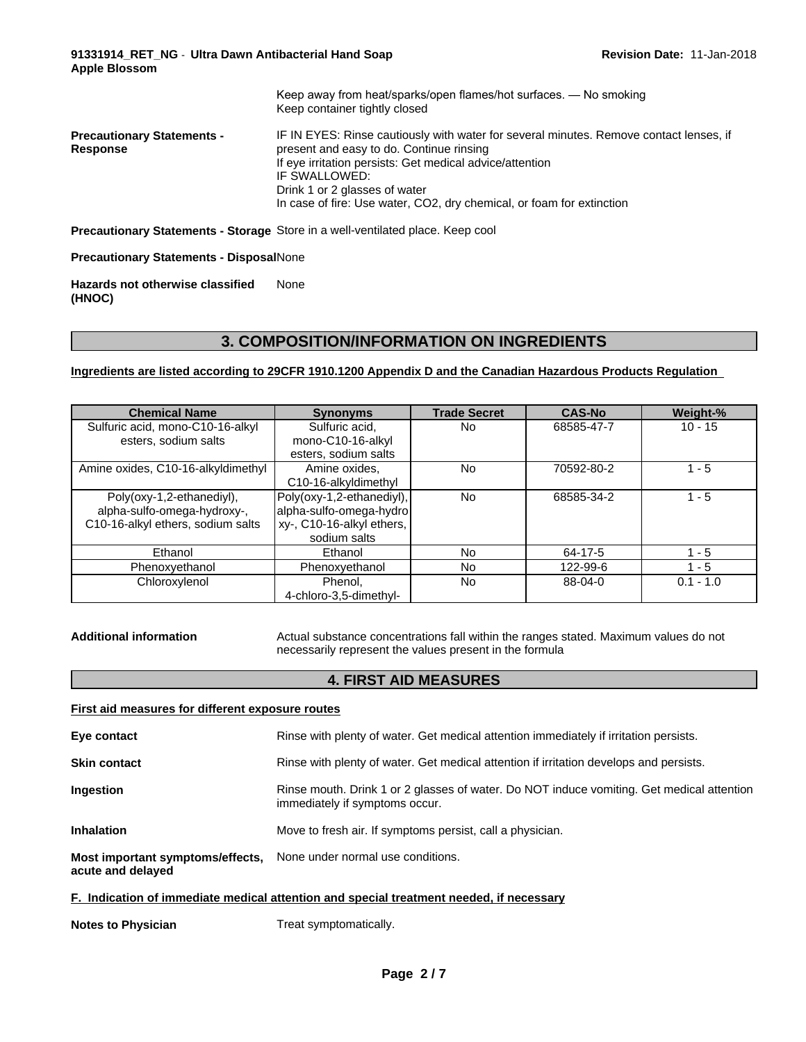Keep away from heat/sparks/open flames/hot surfaces. — No smoking
Keep container tightly closed

**Precautionary Statements - Response**
IF IN EYES: Rinse cautiously with water for several minutes. Remove contact lenses, if present and easy to do. Continue rinsing
If eye irritation persists: Get medical advice/attention
IF SWALLOWED:
Drink 1 or 2 glasses of water
In case of fire: Use water, CO2, dry chemical, or foam for extinction

**Precautionary Statements - Storage** Store in a well-ventilated place. Keep cool

**Precautionary Statements - Disposal** None

**Hazards not otherwise classified (HNOC)** None

## 3. COMPOSITION/INFORMATION ON INGREDIENTS

**Ingredients are listed according to 29CFR 1910.1200 Appendix D and the Canadian Hazardous Products Regulation**

| Chemical Name | Synonyms | Trade Secret | CAS-No | Weight-% |
|---|---|---|---|---|
| Sulfuric acid, mono-C10-16-alkyl esters, sodium salts | Sulfuric acid, mono-C10-16-alkyl esters, sodium salts | No | 68585-47-7 | 10 - 15 |
| Amine oxides, C10-16-alkyldimethyl | Amine oxides, C10-16-alkyldimethyl | No | 70592-80-2 | 1 - 5 |
| Poly(oxy-1,2-ethanediyl), alpha-sulfo-omega-hydroxy-, C10-16-alkyl ethers, sodium salts | Poly(oxy-1,2-ethanediyl), alpha-sulfo-omega-hydroxy-, C10-16-alkyl ethers, sodium salts | No | 68585-34-2 | 1 - 5 |
| Ethanol | Ethanol | No | 64-17-5 | 1 - 5 |
| Phenoxyethanol | Phenoxyethanol | No | 122-99-6 | 1 - 5 |
| Chloroxylenol | Phenol, 4-chloro-3,5-dimethyl- | No | 88-04-0 | 0.1 - 1.0 |

**Additional information** Actual substance concentrations fall within the ranges stated. Maximum values do not necessarily represent the values present in the formula

## 4. FIRST AID MEASURES

**First aid measures for different exposure routes**

**Eye contact** Rinse with plenty of water. Get medical attention immediately if irritation persists.

**Skin contact** Rinse with plenty of water. Get medical attention if irritation develops and persists.

**Ingestion** Rinse mouth. Drink 1 or 2 glasses of water. Do NOT induce vomiting. Get medical attention immediately if symptoms occur.

**Inhalation** Move to fresh air. If symptoms persist, call a physician.

**Most important symptoms/effects, acute and delayed** None under normal use conditions.

**F. Indication of immediate medical attention and special treatment needed, if necessary**

**Notes to Physician** Treat symptomatically.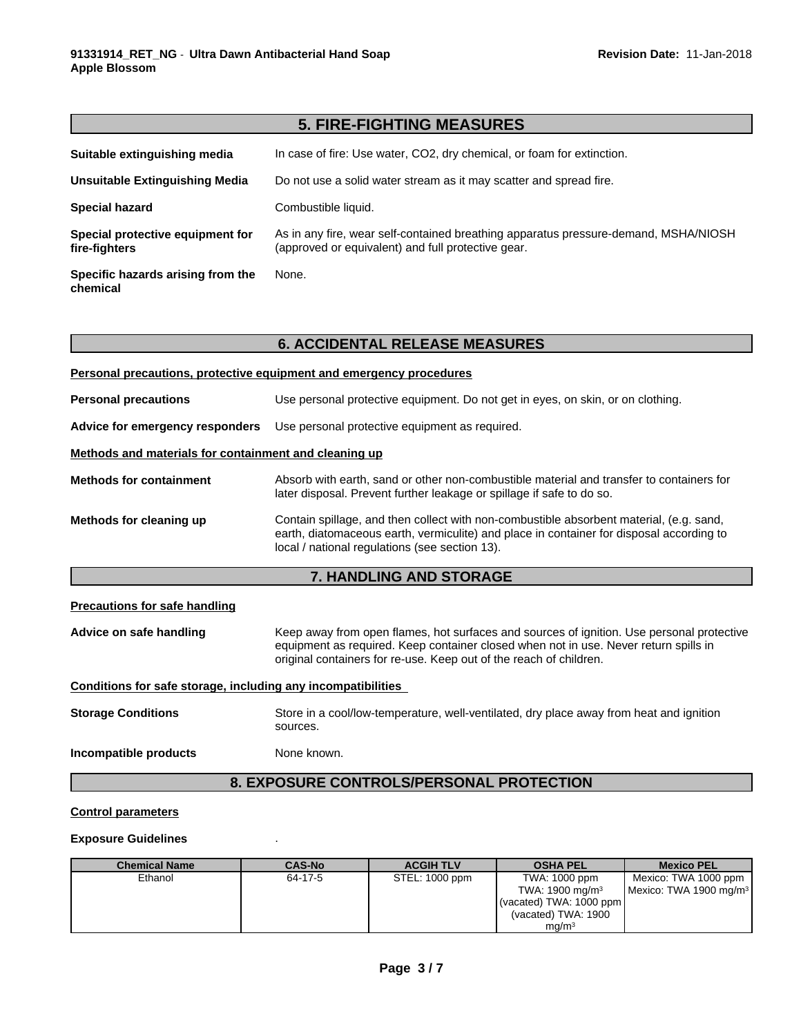## 5. FIRE-FIGHTING MEASURES

**Suitable extinguishing media**: In case of fire: Use water, $CO_2$, dry chemical, or foam for extinction.

**Unsuitable Extinguishing Media**: Do not use a solid water stream as it may scatter and spread fire.

**Special hazard**: Combustible liquid.

**Special protective equipment for fire-fighters**: As in any fire, wear self-contained breathing apparatus pressure-demand, MSHA/NIOSH (approved or equivalent) and full protective gear.

**Specific hazards arising from the chemical**: None.

## 6. ACCIDENTAL RELEASE MEASURES

**Personal precautions, protective equipment and emergency procedures**

**Personal precautions**: Use personal protective equipment. Do not get in eyes, on skin, or on clothing.

**Advice for emergency responders**: Use personal protective equipment as required.

**Methods and materials for containment and cleaning up**

**Methods for containment**: Absorb with earth, sand or other non-combustible material and transfer to containers for later disposal. Prevent further leakage or spillage if safe to do so.

**Methods for cleaning up**: Contain spillage, and then collect with non-combustible absorbent material, (e.g. sand, earth, diatomaceous earth, vermiculite) and place in container for disposal according to local / national regulations (see section 13).

## 7. HANDLING AND STORAGE

**Precautions for safe handling**

**Advice on safe handling**: Keep away from open flames, hot surfaces and sources of ignition. Use personal protective equipment as required. Keep container closed when not in use. Never return spills in original containers for re-use. Keep out of the reach of children.

**Conditions for safe storage, including any incompatibilities**

**Storage Conditions**: Store in a cool/low-temperature, well-ventilated, dry place away from heat and ignition sources.

**Incompatible products**: None known.

## 8. EXPOSURE CONTROLS/PERSONAL PROTECTION

**Control parameters**

**Exposure Guidelines**: .

| Chemical Name | CAS-No | ACGIH TLV | OSHA PEL | Mexico PEL |
|---|---|---|---|---|
| Ethanol | 64-17-5 | STEL: 1000 ppm | TWA: 1000 ppm<br>TWA: 1900 mg/m³<br>(vacated) TWA: 1000 ppm<br>(vacated) TWA: 1900 mg/m³ | Mexico: TWA 1000 ppm<br>Mexico: TWA 1900 mg/m³ |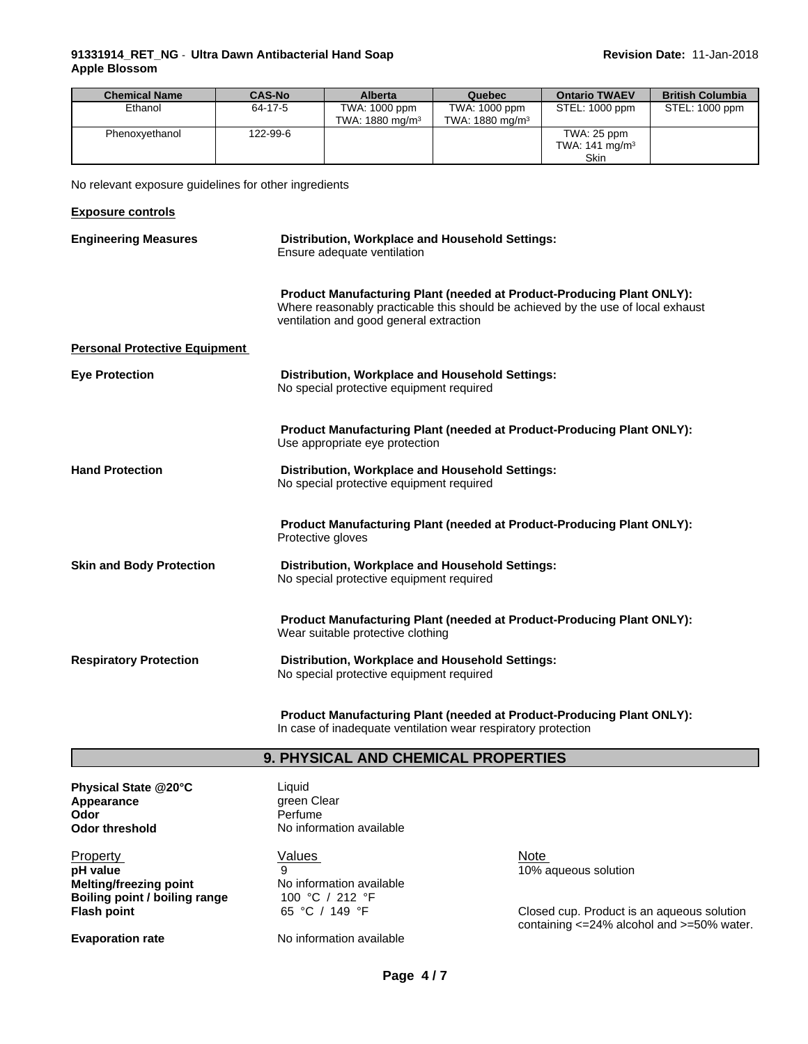| Chemical Name | CAS-No | Alberta | Quebec | Ontario TWAEV | British Columbia |
| --- | --- | --- | --- | --- | --- |
| Ethanol | 64-17-5 | TWA: 1000 ppm<br>TWA: 1880 mg/m³ | TWA: 1000 ppm<br>TWA: 1880 mg/m³ | STEL: 1000 ppm | STEL: 1000 ppm |
| Phenoxyethanol | 122-99-6 | | | TWA: 25 ppm<br>TWA: 141 mg/m³<br>Skin | |

No relevant exposure guidelines for other ingredients

**Exposure controls**

**Engineering Measures**

**Distribution, Workplace and Household Settings:**
Ensure adequate ventilation

**Product Manufacturing Plant (needed at Product-Producing Plant ONLY):**
Where reasonably practicable this should be achieved by the use of local exhaust ventilation and good general extraction

**Personal Protective Equipment**

**Eye Protection**

**Distribution, Workplace and Household Settings:**
No special protective equipment required

**Product Manufacturing Plant (needed at Product-Producing Plant ONLY):**
Use appropriate eye protection

**Hand Protection**

**Distribution, Workplace and Household Settings:**
No special protective equipment required

**Product Manufacturing Plant (needed at Product-Producing Plant ONLY):**
Protective gloves

**Skin and Body Protection**

**Distribution, Workplace and Household Settings:**
No special protective equipment required

**Product Manufacturing Plant (needed at Product-Producing Plant ONLY):**
Wear suitable protective clothing

**Respiratory Protection**

**Distribution, Workplace and Household Settings:**
No special protective equipment required

**Product Manufacturing Plant (needed at Product-Producing Plant ONLY):**
In case of inadequate ventilation wear respiratory protection

## 9. PHYSICAL AND CHEMICAL PROPERTIES

**Physical State @20°C** Liquid
**Appearance** green Clear
**Odor** Perfume
**Odor threshold** No information available

| Property | Values | Note |
| --- | --- | --- |
| **pH value** | 9 | 10% aqueous solution |
| **Melting/freezing point** | No information available | |
| **Boiling point / boiling range** | 100 °C / 212 °F | |
| **Flash point** | 65 °C / 149 °F | Closed cup. Product is an aqueous solution containing <=24% alcohol and >=50% water. |
| **Evaporation rate** | No information available | |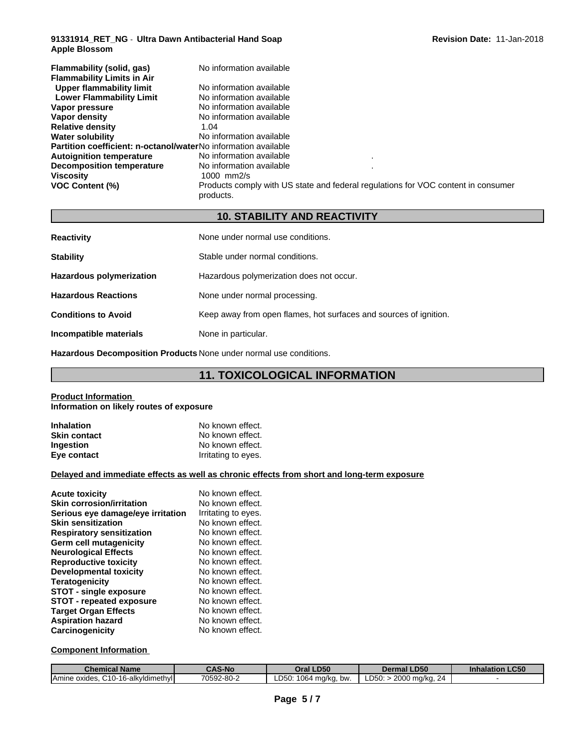| | |
|---|---|
| **Flammability (solid, gas)** | No information available |
| **Flammability Limits in Air** | |
| **Upper flammability limit** | No information available |
| **Lower Flammability Limit** | No information available |
| **Vapor pressure** | No information available |
| **Vapor density** | No information available |
| **Relative density** | 1.04 |
| **Water solubility** | No information available |
| **Partition coefficient: n-octanol/water** | No information available |
| **Autoignition temperature** | No information available . |
| **Decomposition temperature** | No information available . |
| **Viscosity** | 1000 mm2/s |
| **VOC Content (%)** | Products comply with US state and federal regulations for VOC content in consumer products. |

## 10. STABILITY AND REACTIVITY

| | |
|---|---|
| **Reactivity** | None under normal use conditions. |
| **Stability** | Stable under normal conditions. |
| **Hazardous polymerization** | Hazardous polymerization does not occur. |
| **Hazardous Reactions** | None under normal processing. |
| **Conditions to Avoid** | Keep away from open flames, hot surfaces and sources of ignition. |
| **Incompatible materials** | None in particular. |
| **Hazardous Decomposition Products** | None under normal use conditions. |

## 11. TOXICOLOGICAL INFORMATION

**Product Information**

**Information on likely routes of exposure**

| | |
|---|---|
| **Inhalation** | No known effect. |
| **Skin contact** | No known effect. |
| **Ingestion** | No known effect. |
| **Eye contact** | Irritating to eyes. |

**Delayed and immediate effects as well as chronic effects from short and long-term exposure**

| | |
|---|---|
| **Acute toxicity** | No known effect. |
| **Skin corrosion/irritation** | No known effect. |
| **Serious eye damage/eye irritation** | Irritating to eyes. |
| **Skin sensitization** | No known effect. |
| **Respiratory sensitization** | No known effect. |
| **Germ cell mutagenicity** | No known effect. |
| **Neurological Effects** | No known effect. |
| **Reproductive toxicity** | No known effect. |
| **Developmental toxicity** | No known effect. |
| **Teratogenicity** | No known effect. |
| **STOT - single exposure** | No known effect. |
| **STOT - repeated exposure** | No known effect. |
| **Target Organ Effects** | No known effect. |
| **Aspiration hazard** | No known effect. |
| **Carcinogenicity** | No known effect. |

**Component Information**

| Chemical Name | CAS-No | Oral LD50 | Dermal LD50 | Inhalation LC50 |
|---|---|---|---|---|
| Amine oxides, C10-16-alkyldimethyl | 70592-80-2 | LD50: 1064 mg/kg, bw. | LD50: > 2000 mg/kg, 24 | - |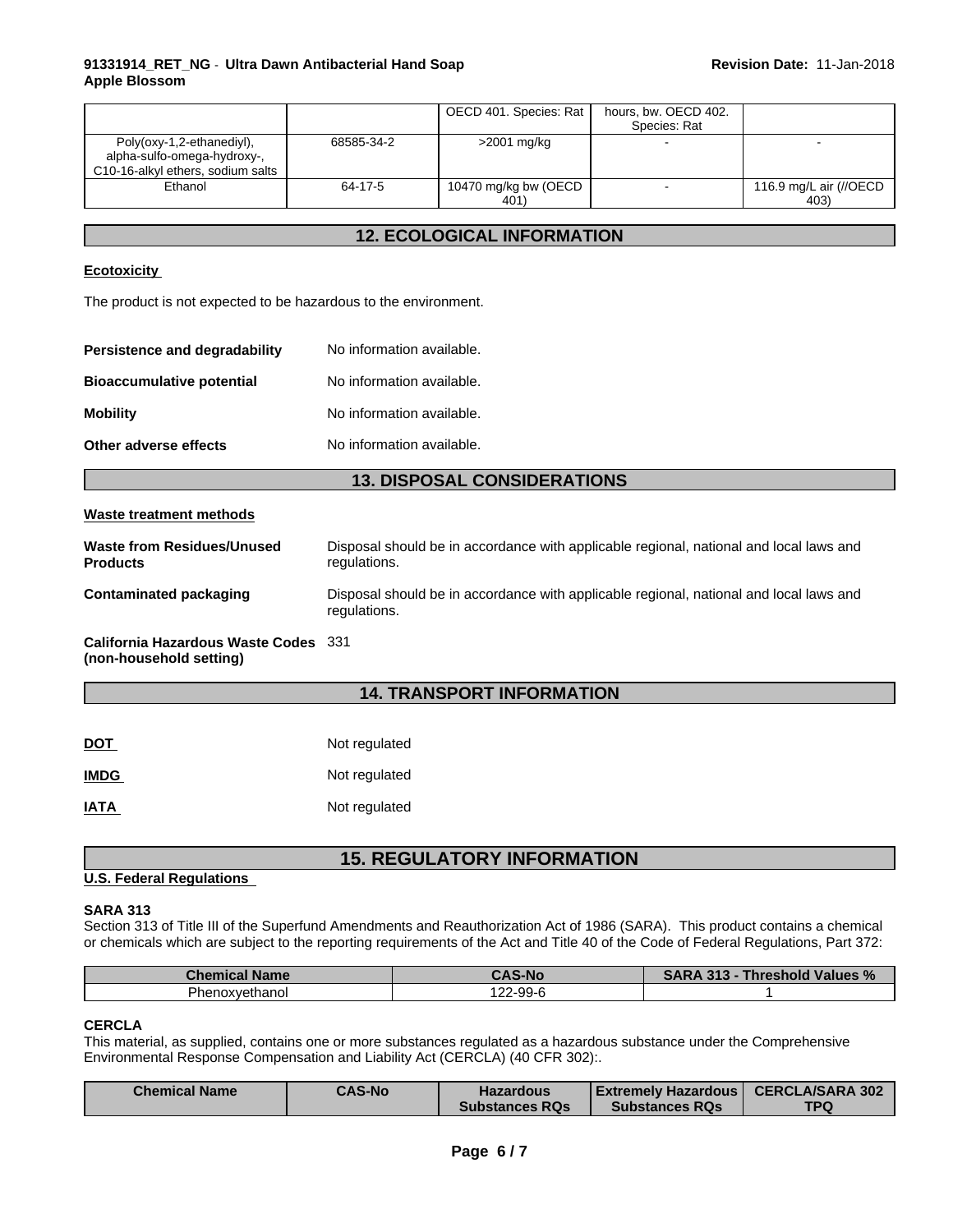| | | OECD 401. Species: Rat | hours, bw. OECD 402. Species: Rat | |
|---|---|---|---|---|
| Poly(oxy-1,2-ethanediyl), alpha-sulfo-omega-hydroxy-, C10-16-alkyl ethers, sodium salts | 68585-34-2 | >2001 mg/kg | - | - |
| Ethanol | 64-17-5 | 10470 mg/kg bw (OECD 401) | - | 116.9 mg/L air (//OECD 403) |

## 12. ECOLOGICAL INFORMATION

**Ecotoxicity**

The product is not expected to be hazardous to the environment.

**Persistence and degradability** No information available.

**Bioaccumulative potential** No information available.

**Mobility** No information available.

**Other adverse effects** No information available.

## 13. DISPOSAL CONSIDERATIONS

**Waste treatment methods**

**Waste from Residues/Unused Products** Disposal should be in accordance with applicable regional, national and local laws and regulations.

**Contaminated packaging** Disposal should be in accordance with applicable regional, national and local laws and regulations.

**California Hazardous Waste Codes (non-household setting)** 331

## 14. TRANSPORT INFORMATION

**DOT** Not regulated

**IMDG** Not regulated

**IATA** Not regulated

## 15. REGULATORY INFORMATION

**U.S. Federal Regulations**

**SARA 313**

Section 313 of Title III of the Superfund Amendments and Reauthorization Act of 1986 (SARA). This product contains a chemical or chemicals which are subject to the reporting requirements of the Act and Title 40 of the Code of Federal Regulations, Part 372:

| Chemical Name | CAS-No | SARA 313 - Threshold Values % |
|---|---|---|
| Phenoxyethanol | 122-99-6 | 1 |

**CERCLA**

This material, as supplied, contains one or more substances regulated as a hazardous substance under the Comprehensive Environmental Response Compensation and Liability Act (CERCLA) (40 CFR 302):.

| Chemical Name | CAS-No | Hazardous Substances RQs | Extremely Hazardous Substances RQs | CERCLA/SARA 302 TPQ |
|---|---|---|---|---|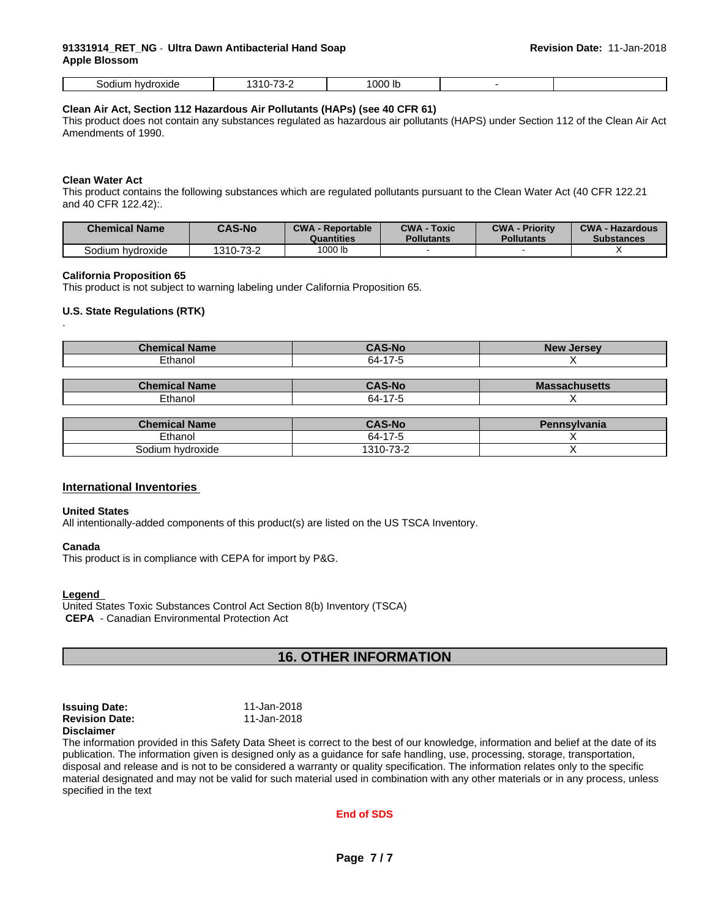| | | | | |
|---|---|---|---|---|
| Sodium hydroxide | 1310-73-2 | 1000 lb | - | |

**Clean Air Act, Section 112 Hazardous Air Pollutants (HAPs) (see 40 CFR 61)**

This product does not contain any substances regulated as hazardous air pollutants (HAPS) under Section 112 of the Clean Air Act Amendments of 1990.

**Clean Water Act**

This product contains the following substances which are regulated pollutants pursuant to the Clean Water Act (40 CFR 122.21 and 40 CFR 122.42):.

| Chemical Name | CAS-No | CWA - Reportable Quantities | CWA - Toxic Pollutants | CWA - Priority Pollutants | CWA - Hazardous Substances |
|---|---|---|---|---|---|
| Sodium hydroxide | 1310-73-2 | 1000 lb | - | - | X |

**California Proposition 65**

This product is not subject to warning labeling under California Proposition 65.

**U.S. State Regulations (RTK)**

.

| Chemical Name | CAS-No | New Jersey |
|---|---|---|
| Ethanol | 64-17-5 | X |

| Chemical Name | CAS-No | Massachusetts |
|---|---|---|
| Ethanol | 64-17-5 | X |

| Chemical Name | CAS-No | Pennsylvania |
|---|---|---|
| Ethanol | 64-17-5 | X |
| Sodium hydroxide | 1310-73-2 | X |

## International Inventories

**United States**

All intentionally-added components of this product(s) are listed on the US TSCA Inventory.

**Canada**

This product is in compliance with CEPA for import by P&G.

**Legend**

United States Toxic Substances Control Act Section 8(b) Inventory (TSCA)
**CEPA** - Canadian Environmental Protection Act

## 16. OTHER INFORMATION

**Issuing Date:** 11-Jan-2018
**Revision Date:** 11-Jan-2018

**Disclaimer**

The information provided in this Safety Data Sheet is correct to the best of our knowledge, information and belief at the date of its publication. The information given is designed only as a guidance for safe handling, use, processing, storage, transportation, disposal and release and is not to be considered a warranty or quality specification. The information relates only to the specific material designated and may not be valid for such material used in combination with any other materials or in any process, unless specified in the text

**End of SDS**